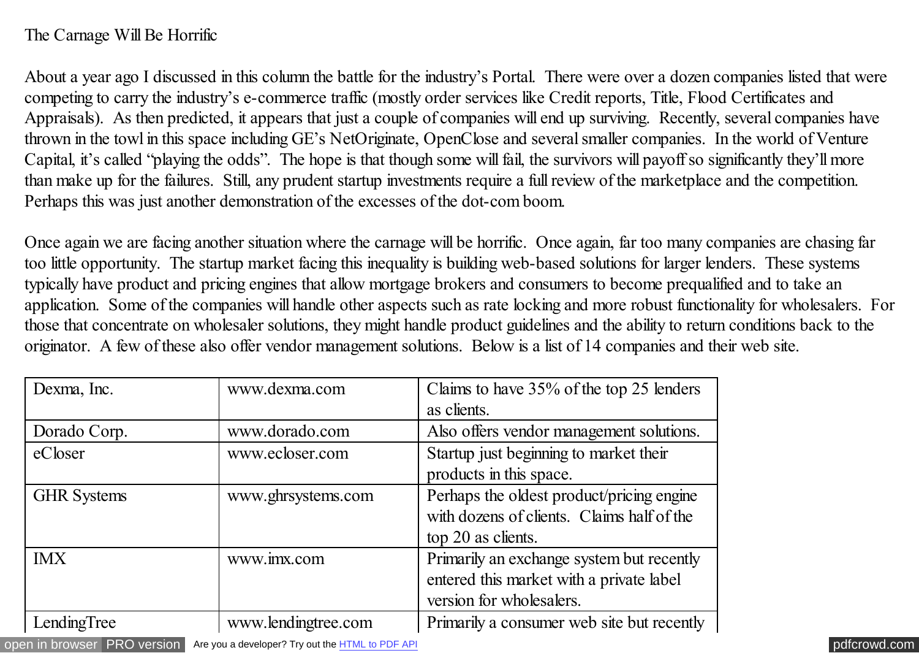# The Carnage Will Be Horrific

About a year ago I discussed in this column the battle for the industry's Portal. There were over a dozen companies listed that were competing to carry the industry's e-commerce traffic (mostly order services like Credit reports, Title, Flood Certificates and Appraisals). As then predicted, it appears that just a couple of companies will end up surviving. Recently, several companies have thrown in the towl in this space including GE's NetOriginate, OpenClose and several smaller companies. In the world of Venture Capital, it's called "playing the odds". The hope is that though some will fail, the survivors will payoff so significantly they'll more than make up for the failures. Still, any prudent startup investments require a full review of the marketplace and the competition. Perhaps this was just another demonstration of the excesses of the dot-com boom.

Once again we are facing another situation where the carnage will be horrific. Once again, far too many companies are chasing far too little opportunity. The startup market facing this inequality is building web-based solutions for larger lenders. These systems typically have product and pricing engines that allow mortgage brokers and consumers to become prequalified and to take an application. Some of the companies will handle other aspects such as rate locking and more robust functionality for wholesalers. For those that concentrate on wholesaler solutions, they might handle product guidelines and the ability to return conditions back to the originator. A few of these also offer vendor management solutions. Below is a list of 14 companies and their web site.

| Company | Web Site | Notes |
|---|---|---|
| Dexma, Inc. | www.dexma.com | Claims to have 35% of the top 25 lenders as clients. |
| Dorado Corp. | www.dorado.com | Also offers vendor management solutions. |
| eCloser | www.ecloser.com | Startup just beginning to market their products in this space. |
| GHR Systems | www.ghrsystems.com | Perhaps the oldest product/pricing engine with dozens of clients. Claims half of the top 20 as clients. |
| IMX | www.imx.com | Primarily an exchange system but recently entered this market with a private label version for wholesalers. |
| LendingTree | www.lendingtree.com | Primarily a consumer web site but recently |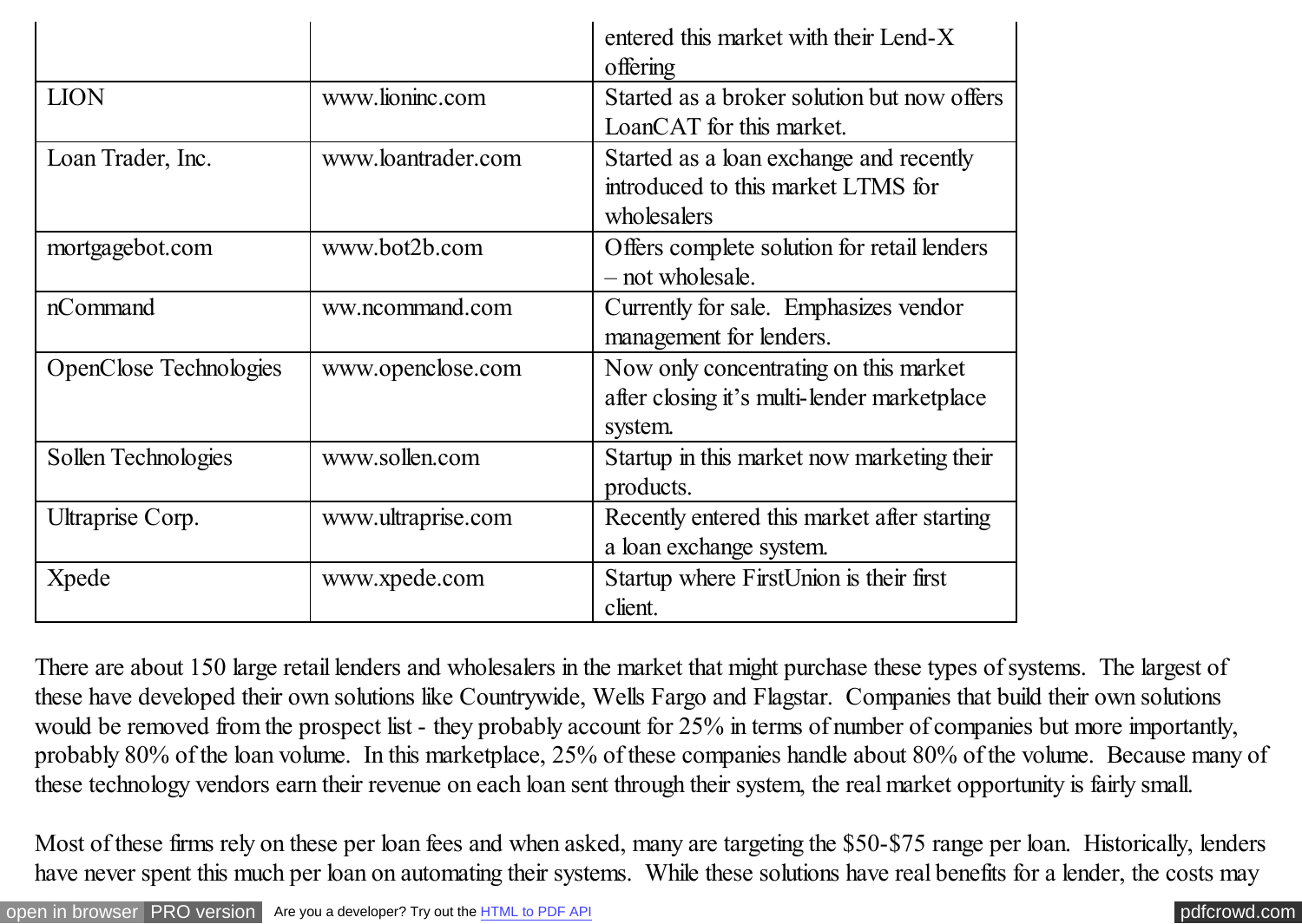|  |  | entered this market with their Lend-X offering |
|---|---|---|
| LION | www.lioninc.com | Started as a broker solution but now offers LoanCAT for this market. |
| Loan Trader, Inc. | www.loantrader.com | Started as a loan exchange and recently introduced to this market LTMS for wholesalers |
| mortgagebot.com | www.bot2b.com | Offers complete solution for retail lenders – not wholesale. |
| nCommand | ww.ncommand.com | Currently for sale. Emphasizes vendor management for lenders. |
| OpenClose Technologies | www.openclose.com | Now only concentrating on this market after closing it's multi-lender marketplace system. |
| Sollen Technologies | www.sollen.com | Startup in this market now marketing their products. |
| Ultraprise Corp. | www.ultraprise.com | Recently entered this market after starting a loan exchange system. |
| Xpede | www.xpede.com | Startup where FirstUnion is their first client. |

There are about 150 large retail lenders and wholesalers in the market that might purchase these types of systems. The largest of these have developed their own solutions like Countrywide, Wells Fargo and Flagstar. Companies that build their own solutions would be removed from the prospect list - they probably account for 25% in terms of number of companies but more importantly, probably 80% of the loan volume. In this marketplace, 25% of these companies handle about 80% of the volume. Because many of these technology vendors earn their revenue on each loan sent through their system, the real market opportunity is fairly small.

Most of these firms rely on these per loan fees and when asked, many are targeting the $50-$75 range per loan. Historically, lenders have never spent this much per loan on automating their systems. While these solutions have real benefits for a lender, the costs may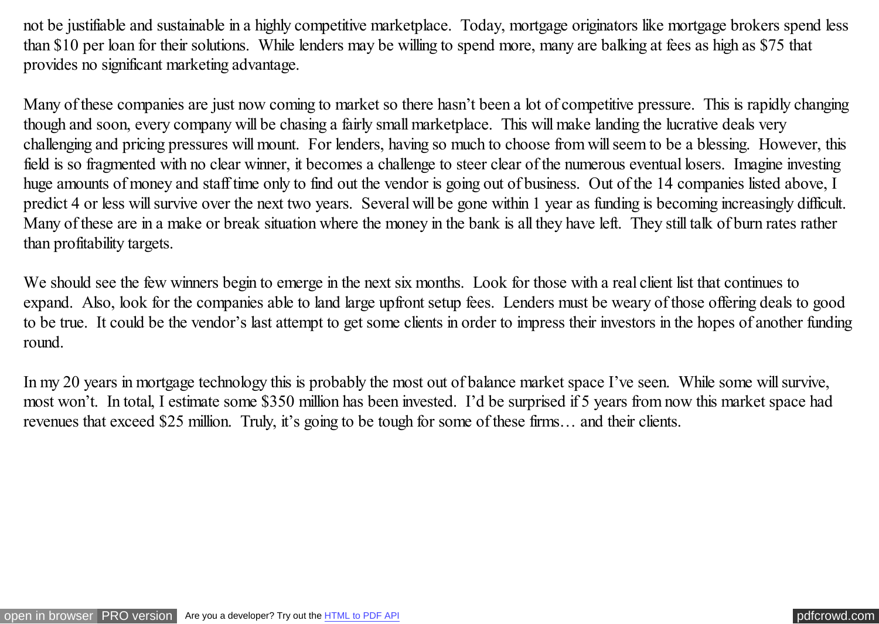not be justifiable and sustainable in a highly competitive marketplace. Today, mortgage originators like mortgage brokers spend less than $10 per loan for their solutions. While lenders may be willing to spend more, many are balking at fees as high as $75 that provides no significant marketing advantage.

Many of these companies are just now coming to market so there hasn't been a lot of competitive pressure. This is rapidly changing though and soon, every company will be chasing a fairly small marketplace. This will make landing the lucrative deals very challenging and pricing pressures will mount. For lenders, having so much to choose from will seem to be a blessing. However, this field is so fragmented with no clear winner, it becomes a challenge to steer clear of the numerous eventual losers. Imagine investing huge amounts of money and staff time only to find out the vendor is going out of business. Out of the 14 companies listed above, I predict 4 or less will survive over the next two years. Several will be gone within 1 year as funding is becoming increasingly difficult. Many of these are in a make or break situation where the money in the bank is all they have left. They still talk of burn rates rather than profitability targets.

We should see the few winners begin to emerge in the next six months. Look for those with a real client list that continues to expand. Also, look for the companies able to land large upfront setup fees. Lenders must be weary of those offering deals to good to be true. It could be the vendor's last attempt to get some clients in order to impress their investors in the hopes of another funding round.

In my 20 years in mortgage technology this is probably the most out of balance market space I've seen. While some will survive, most won't. In total, I estimate some $350 million has been invested. I'd be surprised if 5 years from now this market space had revenues that exceed $25 million. Truly, it's going to be tough for some of these firms… and their clients.